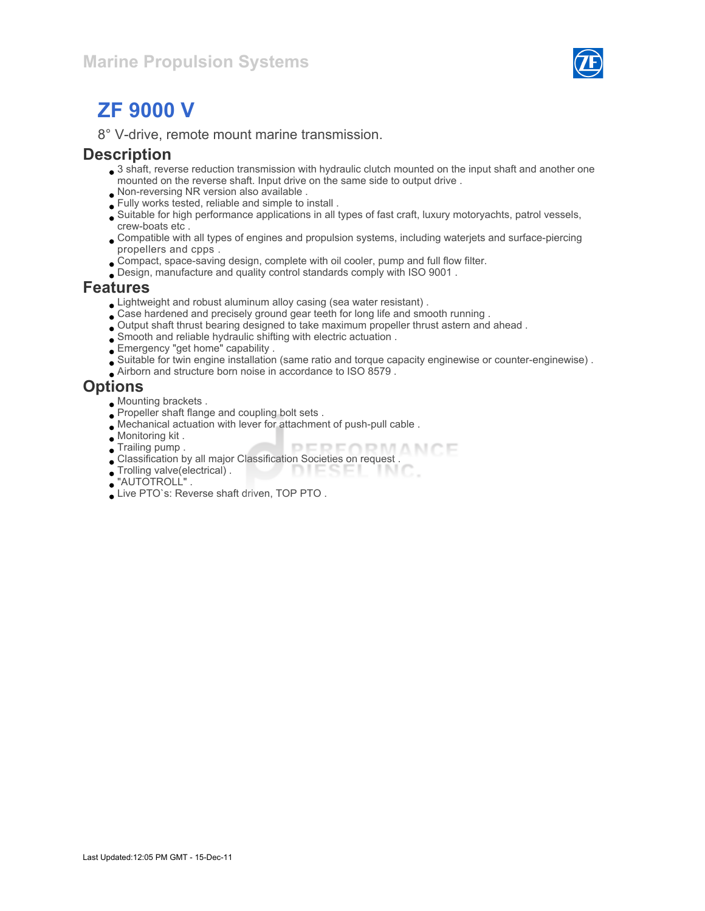Marine Propulsion Systems

# ZF 9000 V

8° V-drive, remote mount marine transmission.

## Description

- 3 shaft, reverse reduction transmission with hydraulic clutch mounted on the input shaft and another one mounted on the reverse shaft. Input drive on the same side to output drive .
- Non-reversing NR version also available .
- Fully works tested, reliable and simple to install .
- Suitable for high performance applications in all types of fast craft, luxury motoryachts, patrol vessels, crew-boats etc .
- Compatible with all types of engines and propulsion systems, including waterjets and surface-piercing propellers and cpps .
- Compact, space-saving design, complete with oil cooler, pump and full flow filter.
- Design, manufacture and quality control standards comply with ISO 9001 .

## Features

- Lightweight and robust aluminum alloy casing (sea water resistant) .
- Case hardened and precisely ground gear teeth for long life and smooth running .
- Output shaft thrust bearing designed to take maximum propeller thrust astern and ahead .
- Smooth and reliable hydraulic shifting with electric actuation .
- Emergency "get home" capability .
- Suitable for twin engine installation (same ratio and torque capacity enginewise or counter-enginewise) .
- Airborn and structure born noise in accordance to ISO 8579 .

## Options

- Mounting brackets .
- Propeller shaft flange and coupling bolt sets .
- Mechanical actuation with lever for attachment of push-pull cable .
- Monitoring kit .
- Trailing pump .
- Classification by all major Classification Societies on request .
- Trolling valve(electrical) .
- "AUTOTROLL" .
- Live PTO`s: Reverse shaft driven, TOP PTO .

Last Updated:12:05 PM GMT - 15-Dec-11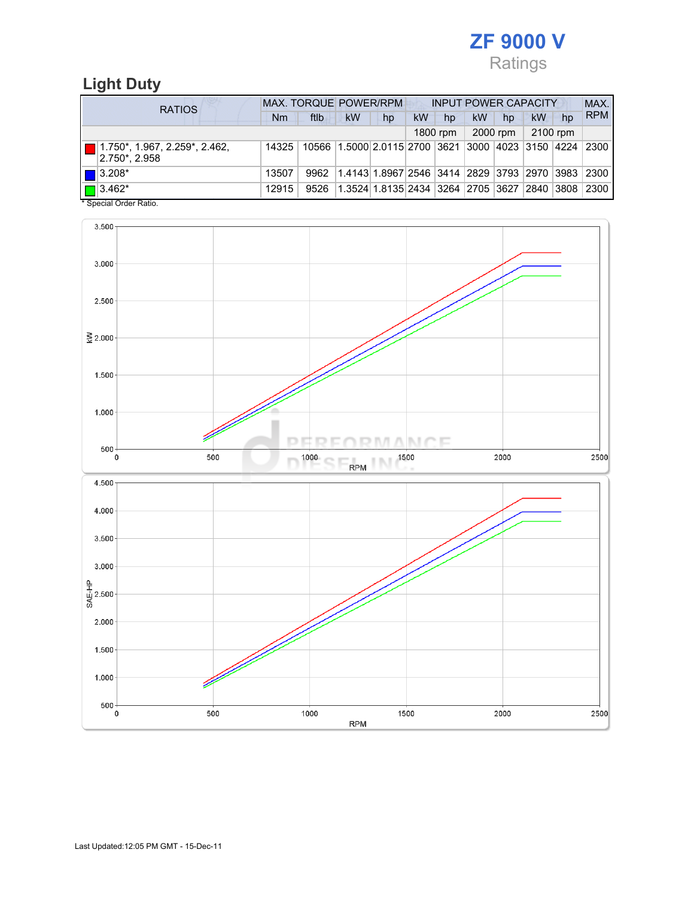# ZF 9000 V

Ratings

## Light Duty

| RATIOS | MAX. TORQUE | | POWER/RPM | | INPUT POWER CAPACITY | | | | | | MAX. RPM |
|---|---|---|---|---|---|---|---|---|---|---|---|
| | Nm | ftlb | kW | hp | kW | hp | kW | hp | kW | hp | |
| | | | | | 1800 rpm | | 2000 rpm | | 2100 rpm | | |
| 1.750*, 1.967, 2.259*, 2.462, 2.750*, 2.958 | 14325 | 10566 | 1.5000 | 2.0115 | 2700 | 3621 | 3000 | 4023 | 3150 | 4224 | 2300 |
| 3.208* | 13507 | 9962 | 1.4143 | 1.8967 | 2546 | 3414 | 2829 | 3793 | 2970 | 3983 | 2300 |
| 3.462* | 12915 | 9526 | 1.3524 | 1.8135 | 2434 | 3264 | 2705 | 3627 | 2840 | 3808 | 2300 |

* Special Order Ratio.

Last Updated:12:05 PM GMT - 15-Dec-11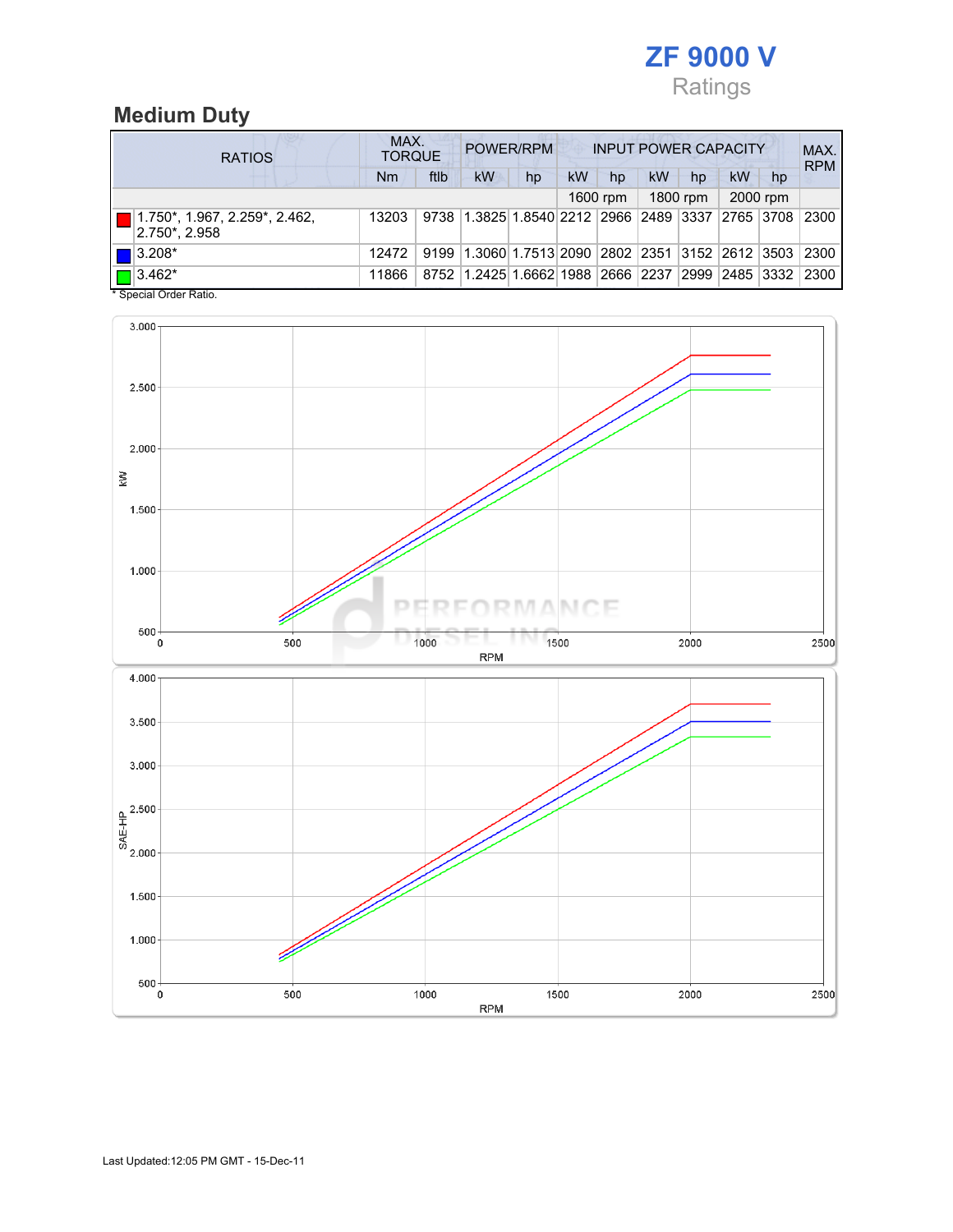# ZF 9000 V

Ratings

## Medium Duty

| RATIOS | MAX. TORQUE | | POWER/RPM | | INPUT POWER CAPACITY | | | | | | MAX. RPM |
|---|---|---|---|---|---|---|---|---|---|---|---|
| | Nm | ftlb | kW | hp | kW | hp | kW | hp | kW | hp | |
| | | | | | 1600 rpm | | 1800 rpm | | 2000 rpm | | |
| 1.750*, 1.967, 2.259*, 2.462, 2.750*, 2.958 | 13203 | 9738 | 1.3825 | 1.8540 | 2212 | 2966 | 2489 | 3337 | 2765 | 3708 | 2300 |
| 3.208* | 12472 | 9199 | 1.3060 | 1.7513 | 2090 | 2802 | 2351 | 3152 | 2612 | 3503 | 2300 |
| 3.462* | 11866 | 8752 | 1.2425 | 1.6662 | 1988 | 2666 | 2237 | 2999 | 2485 | 3332 | 2300 |

* Special Order Ratio.

Last Updated:12:05 PM GMT - 15-Dec-11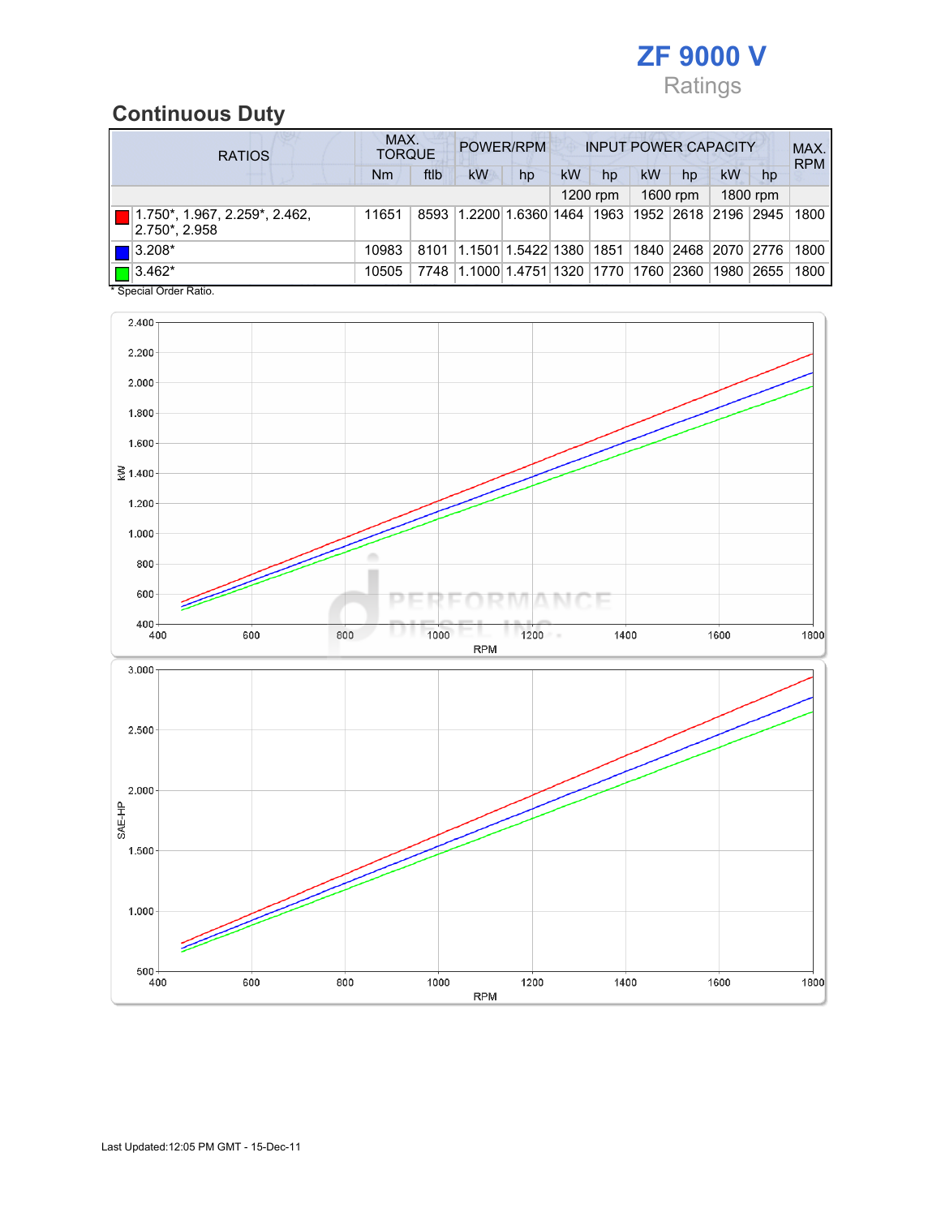# ZF 9000 V

Ratings

## Continuous Duty

| RATIOS | MAX. TORQUE | | POWER/RPM | | INPUT POWER CAPACITY | | | | | | MAX. RPM |
|---|---|---|---|---|---|---|---|---|---|---|---|
| | Nm | ftlb | kW | hp | kW | hp | kW | hp | kW | hp | |
| | | | | | 1200 rpm | | 1600 rpm | | 1800 rpm | | |
| 1.750*, 1.967, 2.259*, 2.462, 2.750*, 2.958 | 11651 | 8593 | 1.2200 | 1.6360 | 1464 | 1963 | 1952 | 2618 | 2196 | 2945 | 1800 |
| 3.208* | 10983 | 8101 | 1.1501 | 1.5422 | 1380 | 1851 | 1840 | 2468 | 2070 | 2776 | 1800 |
| 3.462* | 10505 | 7748 | 1.1000 | 1.4751 | 1320 | 1770 | 1760 | 2360 | 1980 | 2655 | 1800 |

* Special Order Ratio.

Last Updated:12:05 PM GMT - 15-Dec-11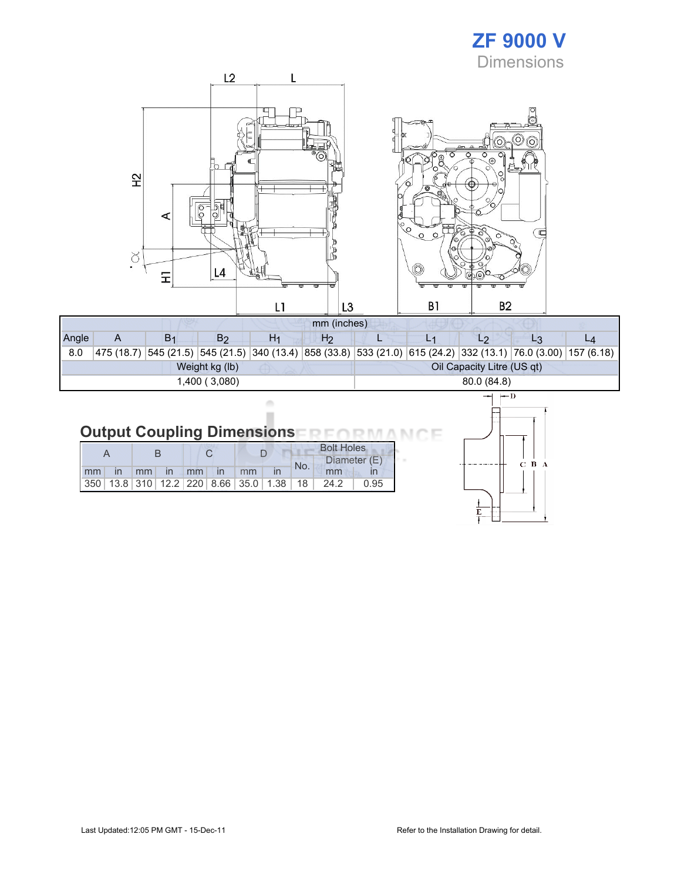# ZF 9000 V

## Dimensions

| mm (inches) | | | | | | | | | | |
|---|---|---|---|---|---|---|---|---|---|---|
| Angle | A | $B_1$ | $B_2$ | $H_1$ | $H_2$ | L | $L_1$ | $L_2$ | $L_3$ | $L_4$ |
| 8.0 | 475 (18.7) | 545 (21.5) | 545 (21.5) | 340 (13.4) | 858 (33.8) | 533 (21.0) | 615 (24.2) | 332 (13.1) | 76.0 (3.00) | 157 (6.18) |
| Weight kg (lb) | | | | | | Oil Capacity Litre (US qt) | | | | |
| 1,400 ( 3,080) | | | | | | 80.0 (84.8) | | | | |

## Output Coupling Dimensions

| A | | B | | C | | D | | Bolt Holes | | |
|---|---|---|---|---|---|---|---|---|---|---|
| | | | | | | | | No. | Diameter (E) | |
| mm | in | mm | in | mm | in | mm | in | | mm | in |
| 350 | 13.8 | 310 | 12.2 | 220 | 8.66 | 35.0 | 1.38 | 18 | 24.2 | 0.95 |

Last Updated:12:05 PM GMT - 15-Dec-11

Refer to the Installation Drawing for detail.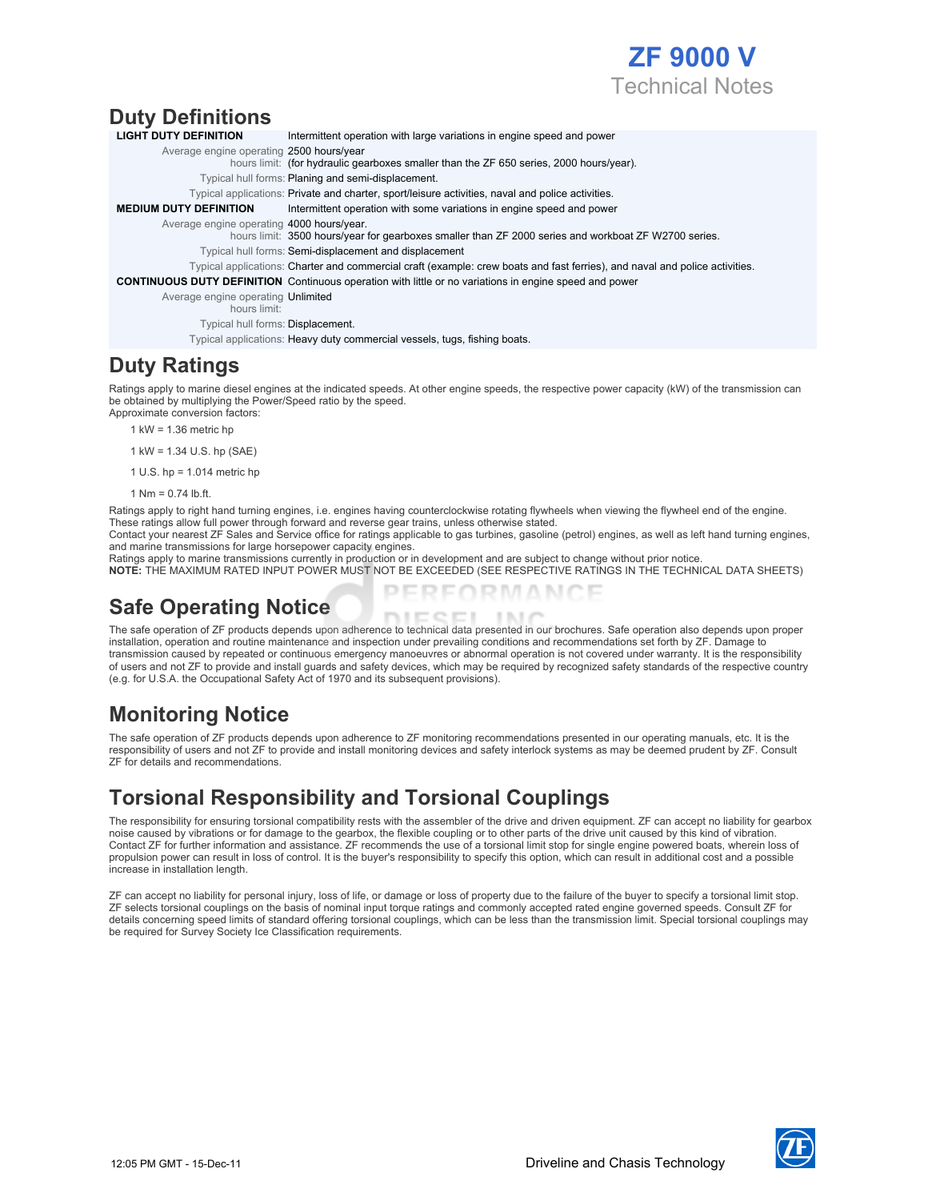# ZF 9000 V
## Technical Notes

## Duty Definitions

| | |
|---|---|
| **LIGHT DUTY DEFINITION** | Intermittent operation with large variations in engine speed and power |
| Average engine operating hours limit: | 2500 hours/year (for hydraulic gearboxes smaller than the ZF 650 series, 2000 hours/year). |
| Typical hull forms: | Planing and semi-displacement. |
| Typical applications: | Private and charter, sport/leisure activities, naval and police activities. |
| **MEDIUM DUTY DEFINITION** | Intermittent operation with some variations in engine speed and power |
| Average engine operating hours limit: | 4000 hours/year. 3500 hours/year for gearboxes smaller than ZF 2000 series and workboat ZF W2700 series. |
| Typical hull forms: | Semi-displacement and displacement |
| Typical applications: | Charter and commercial craft (example: crew boats and fast ferries), and naval and police activities. |
| **CONTINUOUS DUTY DEFINITION** | Continuous operation with little or no variations in engine speed and power |
| Average engine operating hours limit: | Unlimited |
| Typical hull forms: | Displacement. |
| Typical applications: | Heavy duty commercial vessels, tugs, fishing boats. |

## Duty Ratings

Ratings apply to marine diesel engines at the indicated speeds. At other engine speeds, the respective power capacity (kW) of the transmission can be obtained by multiplying the Power/Speed ratio by the speed.
Approximate conversion factors:

1 kW = 1.36 metric hp

1 kW = 1.34 U.S. hp (SAE)

1 U.S. hp = 1.014 metric hp

1 Nm = 0.74 lb.ft.

Ratings apply to right hand turning engines, i.e. engines having counterclockwise rotating flywheels when viewing the flywheel end of the engine.
These ratings allow full power through forward and reverse gear trains, unless otherwise stated.
Contact your nearest ZF Sales and Service office for ratings applicable to gas turbines, gasoline (petrol) engines, as well as left hand turning engines, and marine transmissions for large horsepower capacity engines.
Ratings apply to marine transmissions currently in production or in development and are subject to change without prior notice.
**NOTE:** THE MAXIMUM RATED INPUT POWER MUST NOT BE EXCEEDED (SEE RESPECTIVE RATINGS IN THE TECHNICAL DATA SHEETS)

## Safe Operating Notice

The safe operation of ZF products depends upon adherence to technical data presented in our brochures. Safe operation also depends upon proper installation, operation and routine maintenance and inspection under prevailing conditions and recommendations set forth by ZF. Damage to transmission caused by repeated or continuous emergency manoeuvres or abnormal operation is not covered under warranty. It is the responsibility of users and not ZF to provide and install guards and safety devices, which may be required by recognized safety standards of the respective country (e.g. for U.S.A. the Occupational Safety Act of 1970 and its subsequent provisions).

## Monitoring Notice

The safe operation of ZF products depends upon adherence to ZF monitoring recommendations presented in our operating manuals, etc. It is the responsibility of users and not ZF to provide and install monitoring devices and safety interlock systems as may be deemed prudent by ZF. Consult ZF for details and recommendations.

## Torsional Responsibility and Torsional Couplings

The responsibility for ensuring torsional compatibility rests with the assembler of the drive and driven equipment. ZF can accept no liability for gearbox noise caused by vibrations or for damage to the gearbox, the flexible coupling or to other parts of the drive unit caused by this kind of vibration. Contact ZF for further information and assistance. ZF recommends the use of a torsional limit stop for single engine powered boats, wherein loss of propulsion power can result in loss of control. It is the buyer's responsibility to specify this option, which can result in additional cost and a possible increase in installation length.

ZF can accept no liability for personal injury, loss of life, or damage or loss of property due to the failure of the buyer to specify a torsional limit stop. ZF selects torsional couplings on the basis of nominal input torque ratings and commonly accepted rated engine governed speeds. Consult ZF for details concerning speed limits of standard offering torsional couplings, which can be less than the transmission limit. Special torsional couplings may be required for Survey Society Ice Classification requirements.

12:05 PM GMT - 15-Dec-11

Driveline and Chasis Technology